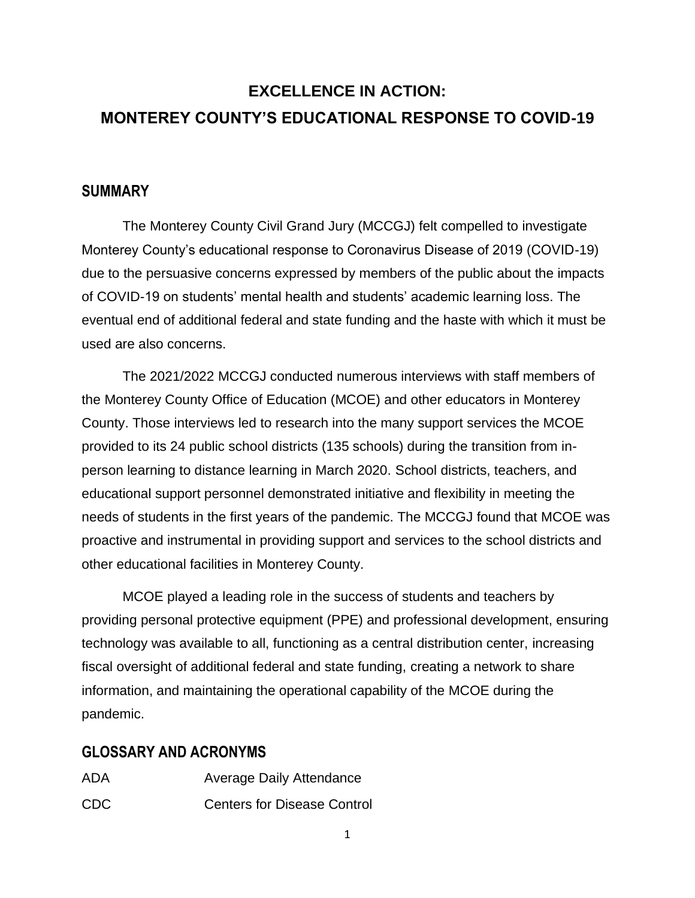# EXCELLENCE IN ACTION:
# MONTEREY COUNTY'S EDUCATIONAL RESPONSE TO COVID-19

## SUMMARY

The Monterey County Civil Grand Jury (MCCGJ) felt compelled to investigate Monterey County's educational response to Coronavirus Disease of 2019 (COVID-19) due to the persuasive concerns expressed by members of the public about the impacts of COVID-19 on students' mental health and students' academic learning loss. The eventual end of additional federal and state funding and the haste with which it must be used are also concerns.

The 2021/2022 MCCGJ conducted numerous interviews with staff members of the Monterey County Office of Education (MCOE) and other educators in Monterey County. Those interviews led to research into the many support services the MCOE provided to its 24 public school districts (135 schools) during the transition from in-person learning to distance learning in March 2020. School districts, teachers, and educational support personnel demonstrated initiative and flexibility in meeting the needs of students in the first years of the pandemic. The MCCGJ found that MCOE was proactive and instrumental in providing support and services to the school districts and other educational facilities in Monterey County.

MCOE played a leading role in the success of students and teachers by providing personal protective equipment (PPE) and professional development, ensuring technology was available to all, functioning as a central distribution center, increasing fiscal oversight of additional federal and state funding, creating a network to share information, and maintaining the operational capability of the MCOE during the pandemic.

## GLOSSARY AND ACRONYMS

| | |
|---|---|
| ADA | Average Daily Attendance |
| CDC | Centers for Disease Control |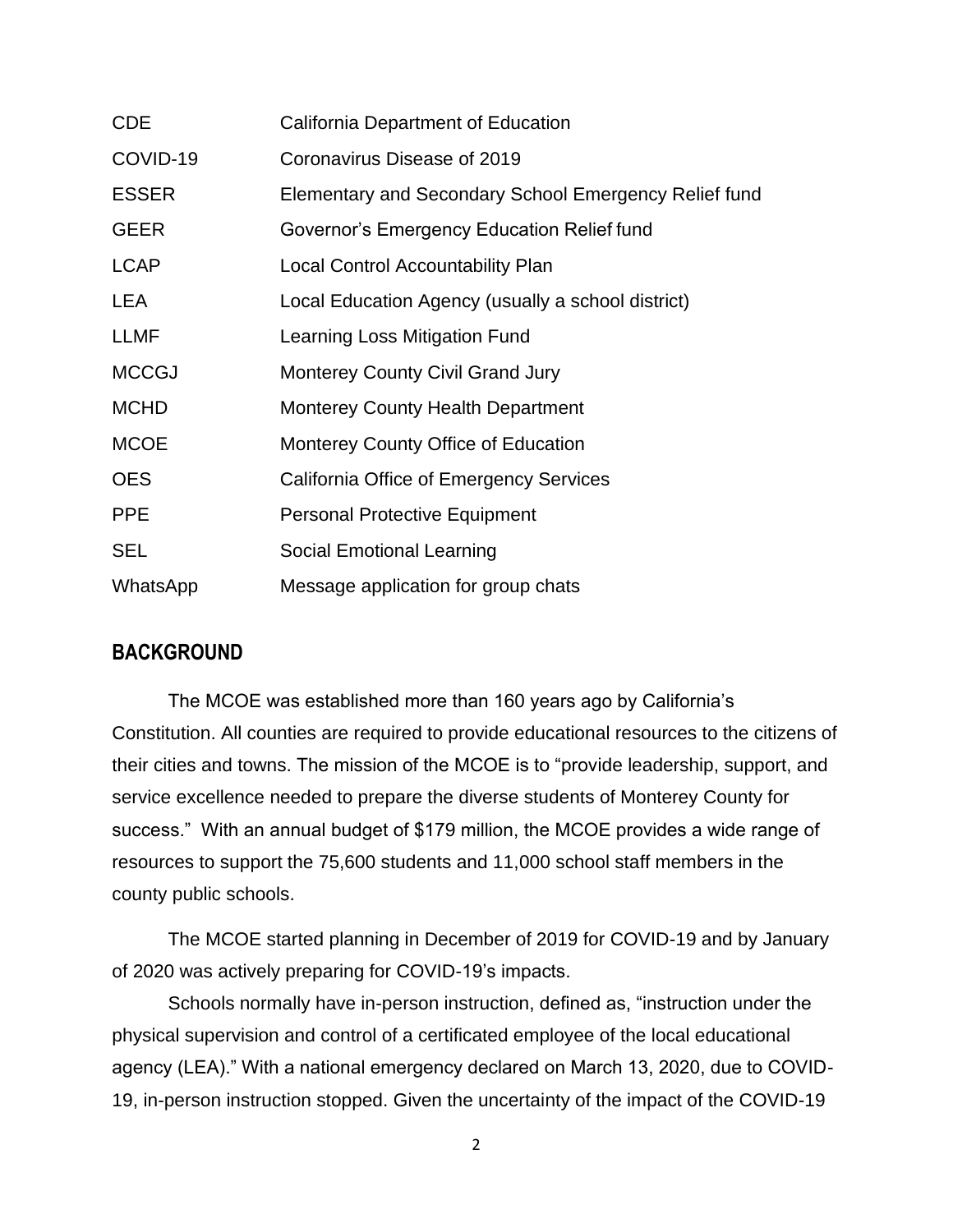| | |
|---|---|
| CDE | California Department of Education |
| COVID-19 | Coronavirus Disease of 2019 |
| ESSER | Elementary and Secondary School Emergency Relief fund |
| GEER | Governor's Emergency Education Relief fund |
| LCAP | Local Control Accountability Plan |
| LEA | Local Education Agency (usually a school district) |
| LLMF | Learning Loss Mitigation Fund |
| MCCGJ | Monterey County Civil Grand Jury |
| MCHD | Monterey County Health Department |
| MCOE | Monterey County Office of Education |
| OES | California Office of Emergency Services |
| PPE | Personal Protective Equipment |
| SEL | Social Emotional Learning |
| WhatsApp | Message application for group chats |

## BACKGROUND

The MCOE was established more than 160 years ago by California's Constitution. All counties are required to provide educational resources to the citizens of their cities and towns. The mission of the MCOE is to "provide leadership, support, and service excellence needed to prepare the diverse students of Monterey County for success." With an annual budget of $179 million, the MCOE provides a wide range of resources to support the 75,600 students and 11,000 school staff members in the county public schools.

The MCOE started planning in December of 2019 for COVID-19 and by January of 2020 was actively preparing for COVID-19's impacts.

Schools normally have in-person instruction, defined as, "instruction under the physical supervision and control of a certificated employee of the local educational agency (LEA)." With a national emergency declared on March 13, 2020, due to COVID-19, in-person instruction stopped. Given the uncertainty of the impact of the COVID-19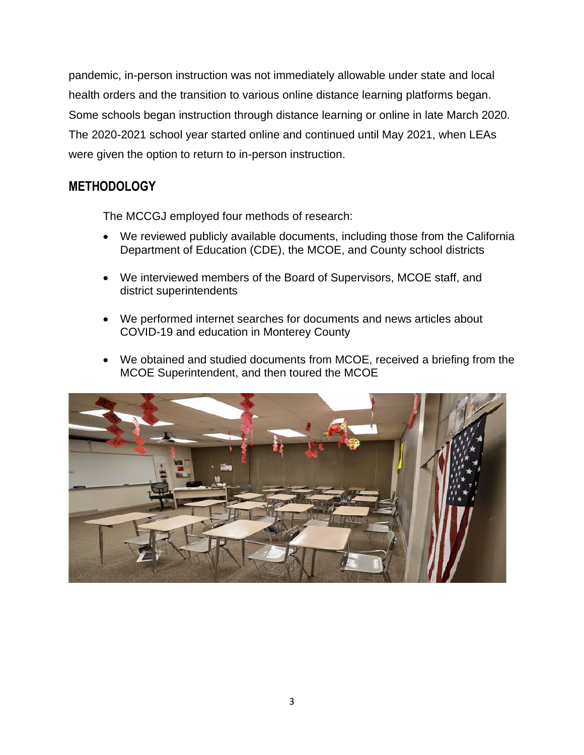pandemic, in-person instruction was not immediately allowable under state and local health orders and the transition to various online distance learning platforms began. Some schools began instruction through distance learning or online in late March 2020. The 2020-2021 school year started online and continued until May 2021, when LEAs were given the option to return to in-person instruction.

## METHODOLOGY

The MCCGJ employed four methods of research:

- We reviewed publicly available documents, including those from the California Department of Education (CDE), the MCOE, and County school districts
- We interviewed members of the Board of Supervisors, MCOE staff, and district superintendents
- We performed internet searches for documents and news articles about COVID-19 and education in Monterey County
- We obtained and studied documents from MCOE, received a briefing from the MCOE Superintendent, and then toured the MCOE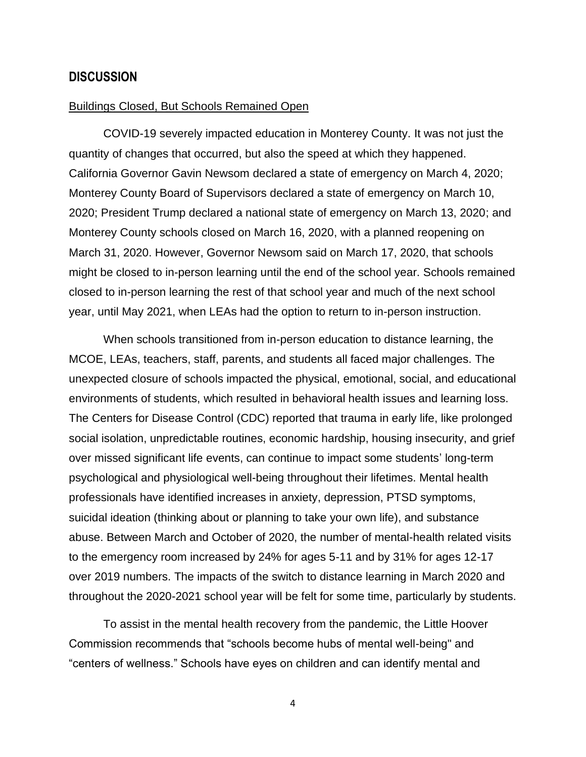## DISCUSSION

Buildings Closed, But Schools Remained Open

COVID-19 severely impacted education in Monterey County. It was not just the quantity of changes that occurred, but also the speed at which they happened. California Governor Gavin Newsom declared a state of emergency on March 4, 2020; Monterey County Board of Supervisors declared a state of emergency on March 10, 2020; President Trump declared a national state of emergency on March 13, 2020; and Monterey County schools closed on March 16, 2020, with a planned reopening on March 31, 2020. However, Governor Newsom said on March 17, 2020, that schools might be closed to in-person learning until the end of the school year. Schools remained closed to in-person learning the rest of that school year and much of the next school year, until May 2021, when LEAs had the option to return to in-person instruction.

When schools transitioned from in-person education to distance learning, the MCOE, LEAs, teachers, staff, parents, and students all faced major challenges. The unexpected closure of schools impacted the physical, emotional, social, and educational environments of students, which resulted in behavioral health issues and learning loss. The Centers for Disease Control (CDC) reported that trauma in early life, like prolonged social isolation, unpredictable routines, economic hardship, housing insecurity, and grief over missed significant life events, can continue to impact some students' long-term psychological and physiological well-being throughout their lifetimes. Mental health professionals have identified increases in anxiety, depression, PTSD symptoms, suicidal ideation (thinking about or planning to take your own life), and substance abuse. Between March and October of 2020, the number of mental-health related visits to the emergency room increased by 24% for ages 5-11 and by 31% for ages 12-17 over 2019 numbers. The impacts of the switch to distance learning in March 2020 and throughout the 2020-2021 school year will be felt for some time, particularly by students.

To assist in the mental health recovery from the pandemic, the Little Hoover Commission recommends that "schools become hubs of mental well-being" and "centers of wellness." Schools have eyes on children and can identify mental and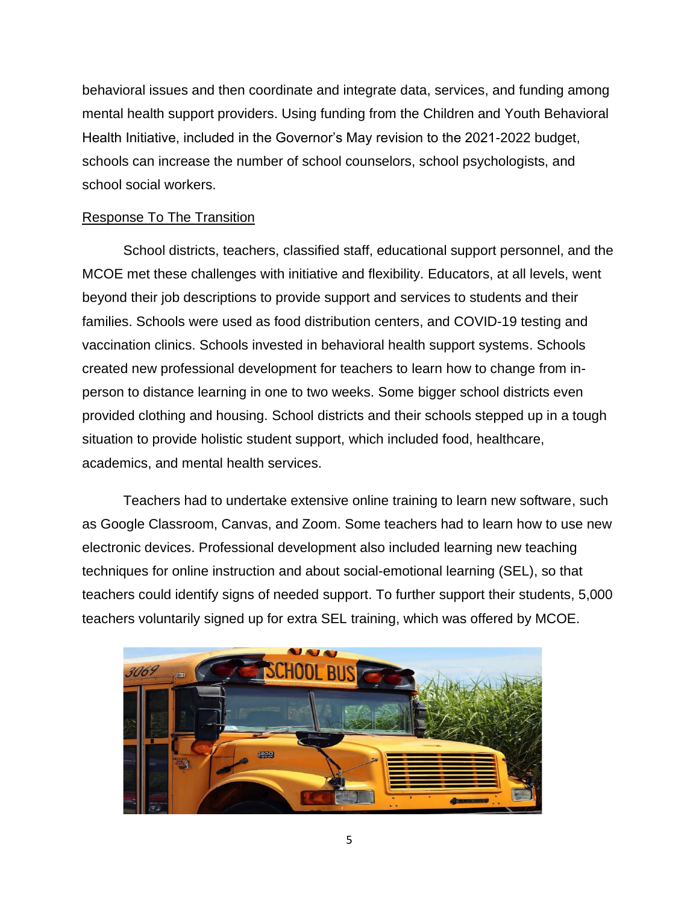behavioral issues and then coordinate and integrate data, services, and funding among mental health support providers. Using funding from the Children and Youth Behavioral Health Initiative, included in the Governor's May revision to the 2021-2022 budget, schools can increase the number of school counselors, school psychologists, and school social workers.

<u>Response To The Transition</u>

School districts, teachers, classified staff, educational support personnel, and the MCOE met these challenges with initiative and flexibility. Educators, at all levels, went beyond their job descriptions to provide support and services to students and their families. Schools were used as food distribution centers, and COVID-19 testing and vaccination clinics. Schools invested in behavioral health support systems. Schools created new professional development for teachers to learn how to change from in-person to distance learning in one to two weeks. Some bigger school districts even provided clothing and housing. School districts and their schools stepped up in a tough situation to provide holistic student support, which included food, healthcare, academics, and mental health services.

Teachers had to undertake extensive online training to learn new software, such as Google Classroom, Canvas, and Zoom. Some teachers had to learn how to use new electronic devices. Professional development also included learning new teaching techniques for online instruction and about social-emotional learning (SEL), so that teachers could identify signs of needed support. To further support their students, 5,000 teachers voluntarily signed up for extra SEL training, which was offered by MCOE.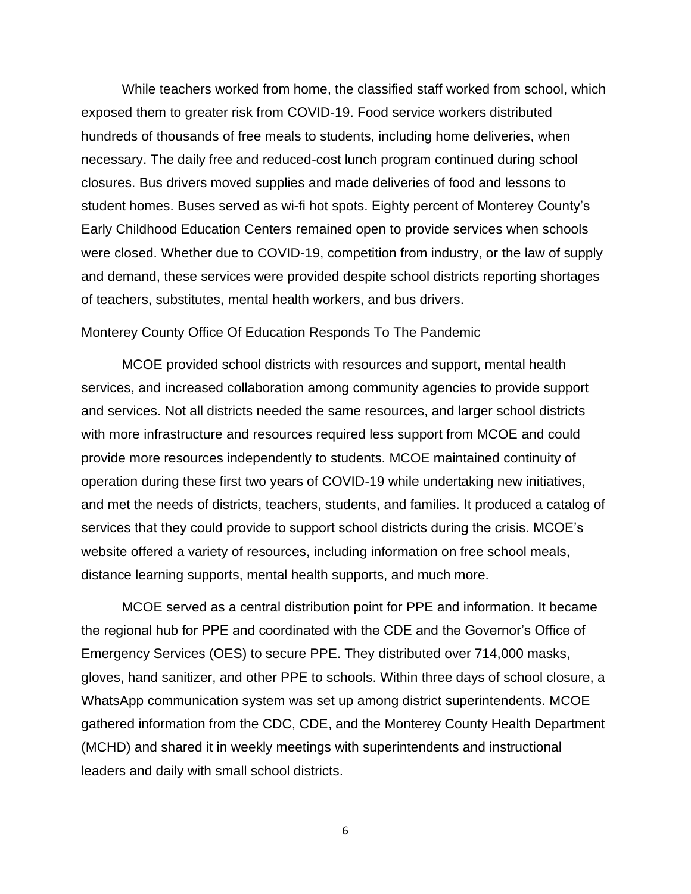While teachers worked from home, the classified staff worked from school, which exposed them to greater risk from COVID-19. Food service workers distributed hundreds of thousands of free meals to students, including home deliveries, when necessary. The daily free and reduced-cost lunch program continued during school closures. Bus drivers moved supplies and made deliveries of food and lessons to student homes. Buses served as wi-fi hot spots. Eighty percent of Monterey County's Early Childhood Education Centers remained open to provide services when schools were closed. Whether due to COVID-19, competition from industry, or the law of supply and demand, these services were provided despite school districts reporting shortages of teachers, substitutes, mental health workers, and bus drivers.

<u>Monterey County Office Of Education Responds To The Pandemic</u>

MCOE provided school districts with resources and support, mental health services, and increased collaboration among community agencies to provide support and services. Not all districts needed the same resources, and larger school districts with more infrastructure and resources required less support from MCOE and could provide more resources independently to students. MCOE maintained continuity of operation during these first two years of COVID-19 while undertaking new initiatives, and met the needs of districts, teachers, students, and families. It produced a catalog of services that they could provide to support school districts during the crisis. MCOE's website offered a variety of resources, including information on free school meals, distance learning supports, mental health supports, and much more.

MCOE served as a central distribution point for PPE and information. It became the regional hub for PPE and coordinated with the CDE and the Governor's Office of Emergency Services (OES) to secure PPE. They distributed over 714,000 masks, gloves, hand sanitizer, and other PPE to schools. Within three days of school closure, a WhatsApp communication system was set up among district superintendents. MCOE gathered information from the CDC, CDE, and the Monterey County Health Department (MCHD) and shared it in weekly meetings with superintendents and instructional leaders and daily with small school districts.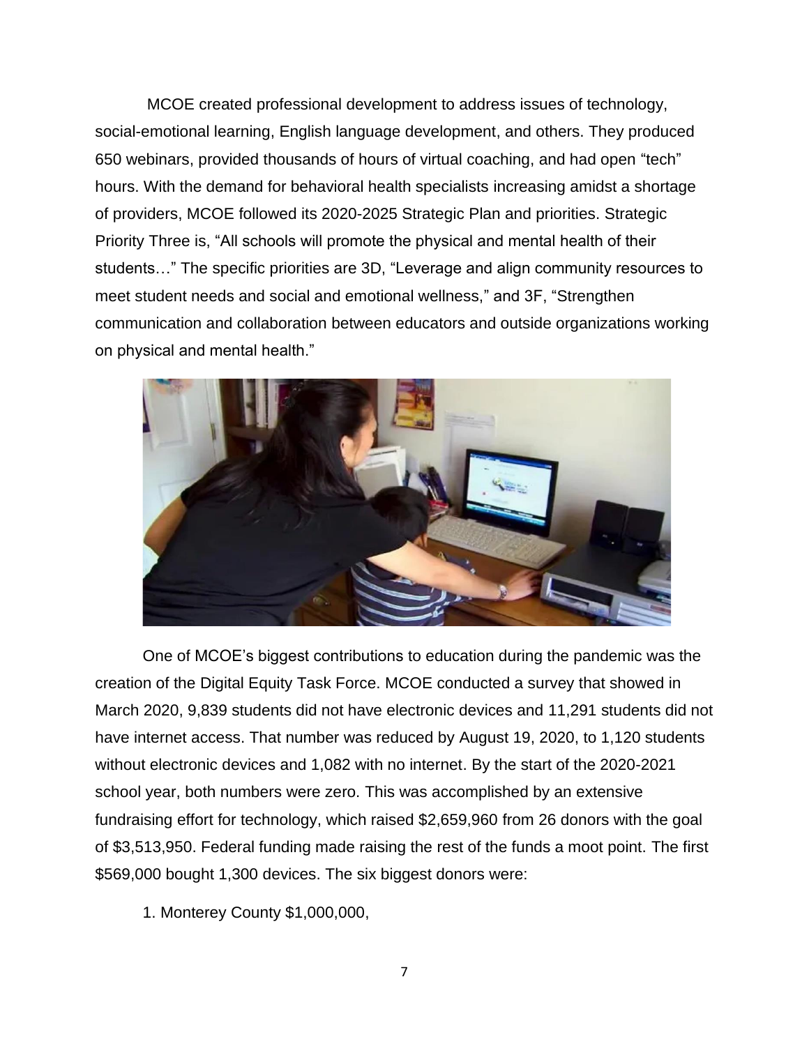MCOE created professional development to address issues of technology, social-emotional learning, English language development, and others. They produced 650 webinars, provided thousands of hours of virtual coaching, and had open "tech" hours. With the demand for behavioral health specialists increasing amidst a shortage of providers, MCOE followed its 2020-2025 Strategic Plan and priorities. Strategic Priority Three is, "All schools will promote the physical and mental health of their students…" The specific priorities are 3D, "Leverage and align community resources to meet student needs and social and emotional wellness," and 3F, "Strengthen communication and collaboration between educators and outside organizations working on physical and mental health."

One of MCOE's biggest contributions to education during the pandemic was the creation of the Digital Equity Task Force. MCOE conducted a survey that showed in March 2020, 9,839 students did not have electronic devices and 11,291 students did not have internet access. That number was reduced by August 19, 2020, to 1,120 students without electronic devices and 1,082 with no internet. By the start of the 2020-2021 school year, both numbers were zero. This was accomplished by an extensive fundraising effort for technology, which raised $2,659,960 from 26 donors with the goal of $3,513,950. Federal funding made raising the rest of the funds a moot point. The first $569,000 bought 1,300 devices. The six biggest donors were:

1. Monterey County $1,000,000,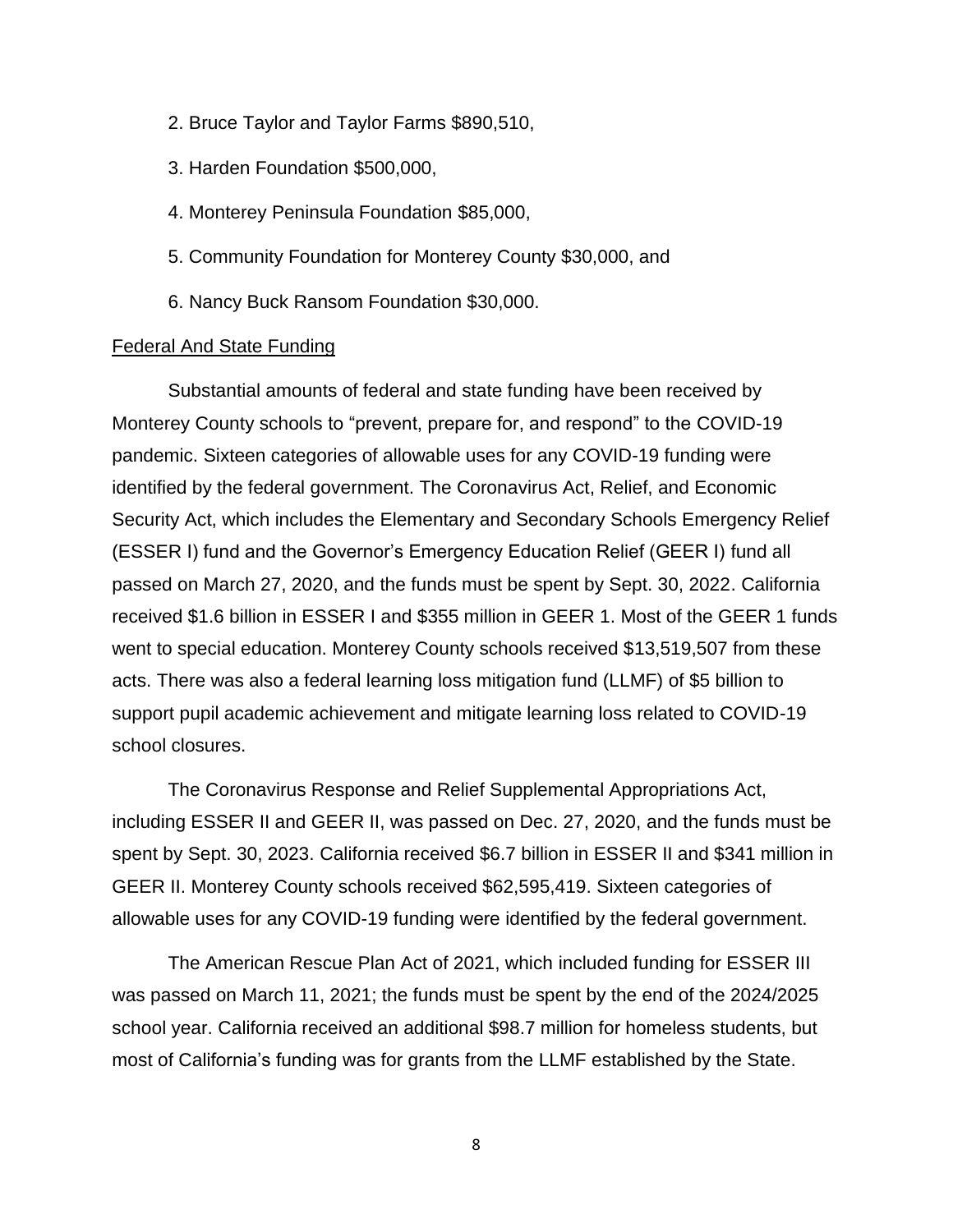2. Bruce Taylor and Taylor Farms $890,510,

3. Harden Foundation $500,000,

4. Monterey Peninsula Foundation $85,000,

5. Community Foundation for Monterey County $30,000, and

6. Nancy Buck Ransom Foundation $30,000.

<u>Federal And State Funding</u>

Substantial amounts of federal and state funding have been received by Monterey County schools to "prevent, prepare for, and respond" to the COVID-19 pandemic. Sixteen categories of allowable uses for any COVID-19 funding were identified by the federal government. The Coronavirus Act, Relief, and Economic Security Act, which includes the Elementary and Secondary Schools Emergency Relief (ESSER I) fund and the Governor's Emergency Education Relief (GEER I) fund all passed on March 27, 2020, and the funds must be spent by Sept. 30, 2022. California received $1.6 billion in ESSER I and $355 million in GEER 1. Most of the GEER 1 funds went to special education. Monterey County schools received $13,519,507 from these acts. There was also a federal learning loss mitigation fund (LLMF) of $5 billion to support pupil academic achievement and mitigate learning loss related to COVID-19 school closures.

The Coronavirus Response and Relief Supplemental Appropriations Act, including ESSER II and GEER II, was passed on Dec. 27, 2020, and the funds must be spent by Sept. 30, 2023. California received $6.7 billion in ESSER II and $341 million in GEER II. Monterey County schools received $62,595,419. Sixteen categories of allowable uses for any COVID-19 funding were identified by the federal government.

The American Rescue Plan Act of 2021, which included funding for ESSER III was passed on March 11, 2021; the funds must be spent by the end of the 2024/2025 school year. California received an additional $98.7 million for homeless students, but most of California's funding was for grants from the LLMF established by the State.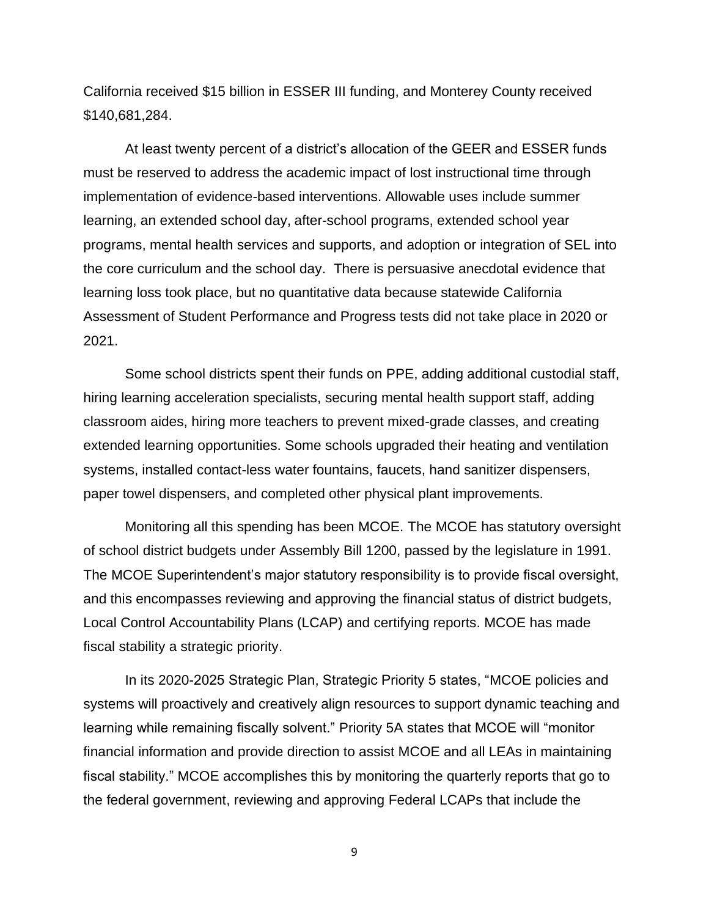California received $15 billion in ESSER III funding, and Monterey County received $140,681,284.

At least twenty percent of a district's allocation of the GEER and ESSER funds must be reserved to address the academic impact of lost instructional time through implementation of evidence-based interventions. Allowable uses include summer learning, an extended school day, after-school programs, extended school year programs, mental health services and supports, and adoption or integration of SEL into the core curriculum and the school day. There is persuasive anecdotal evidence that learning loss took place, but no quantitative data because statewide California Assessment of Student Performance and Progress tests did not take place in 2020 or 2021.

Some school districts spent their funds on PPE, adding additional custodial staff, hiring learning acceleration specialists, securing mental health support staff, adding classroom aides, hiring more teachers to prevent mixed-grade classes, and creating extended learning opportunities. Some schools upgraded their heating and ventilation systems, installed contact-less water fountains, faucets, hand sanitizer dispensers, paper towel dispensers, and completed other physical plant improvements.

Monitoring all this spending has been MCOE. The MCOE has statutory oversight of school district budgets under Assembly Bill 1200, passed by the legislature in 1991. The MCOE Superintendent's major statutory responsibility is to provide fiscal oversight, and this encompasses reviewing and approving the financial status of district budgets, Local Control Accountability Plans (LCAP) and certifying reports. MCOE has made fiscal stability a strategic priority.

In its 2020-2025 Strategic Plan, Strategic Priority 5 states, "MCOE policies and systems will proactively and creatively align resources to support dynamic teaching and learning while remaining fiscally solvent." Priority 5A states that MCOE will "monitor financial information and provide direction to assist MCOE and all LEAs in maintaining fiscal stability." MCOE accomplishes this by monitoring the quarterly reports that go to the federal government, reviewing and approving Federal LCAPs that include the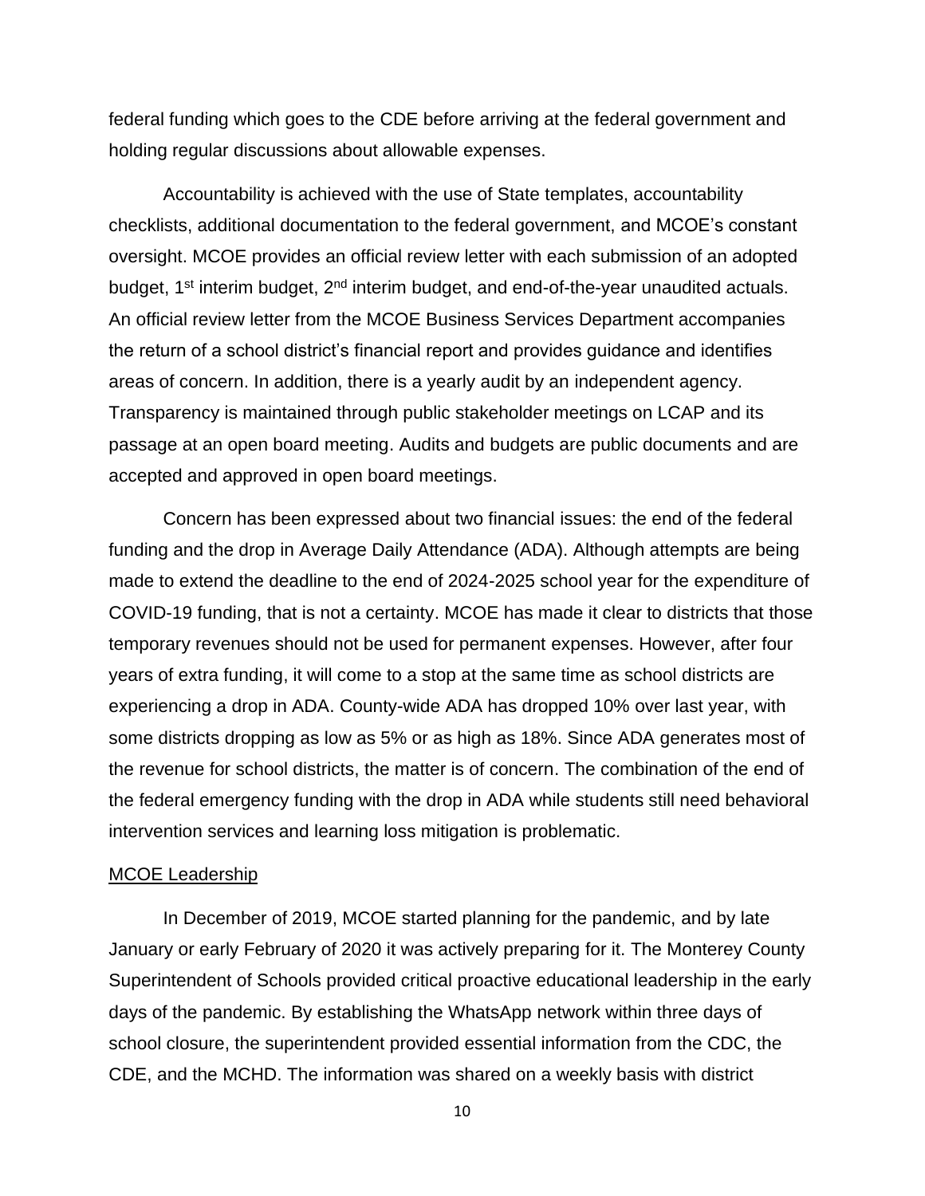federal funding which goes to the CDE before arriving at the federal government and holding regular discussions about allowable expenses.

Accountability is achieved with the use of State templates, accountability checklists, additional documentation to the federal government, and MCOE's constant oversight. MCOE provides an official review letter with each submission of an adopted budget, 1st interim budget, 2nd interim budget, and end-of-the-year unaudited actuals. An official review letter from the MCOE Business Services Department accompanies the return of a school district's financial report and provides guidance and identifies areas of concern. In addition, there is a yearly audit by an independent agency. Transparency is maintained through public stakeholder meetings on LCAP and its passage at an open board meeting. Audits and budgets are public documents and are accepted and approved in open board meetings.

Concern has been expressed about two financial issues: the end of the federal funding and the drop in Average Daily Attendance (ADA). Although attempts are being made to extend the deadline to the end of 2024-2025 school year for the expenditure of COVID-19 funding, that is not a certainty. MCOE has made it clear to districts that those temporary revenues should not be used for permanent expenses. However, after four years of extra funding, it will come to a stop at the same time as school districts are experiencing a drop in ADA. County-wide ADA has dropped 10% over last year, with some districts dropping as low as 5% or as high as 18%. Since ADA generates most of the revenue for school districts, the matter is of concern. The combination of the end of the federal emergency funding with the drop in ADA while students still need behavioral intervention services and learning loss mitigation is problematic.

MCOE Leadership

In December of 2019, MCOE started planning for the pandemic, and by late January or early February of 2020 it was actively preparing for it. The Monterey County Superintendent of Schools provided critical proactive educational leadership in the early days of the pandemic. By establishing the WhatsApp network within three days of school closure, the superintendent provided essential information from the CDC, the CDE, and the MCHD. The information was shared on a weekly basis with district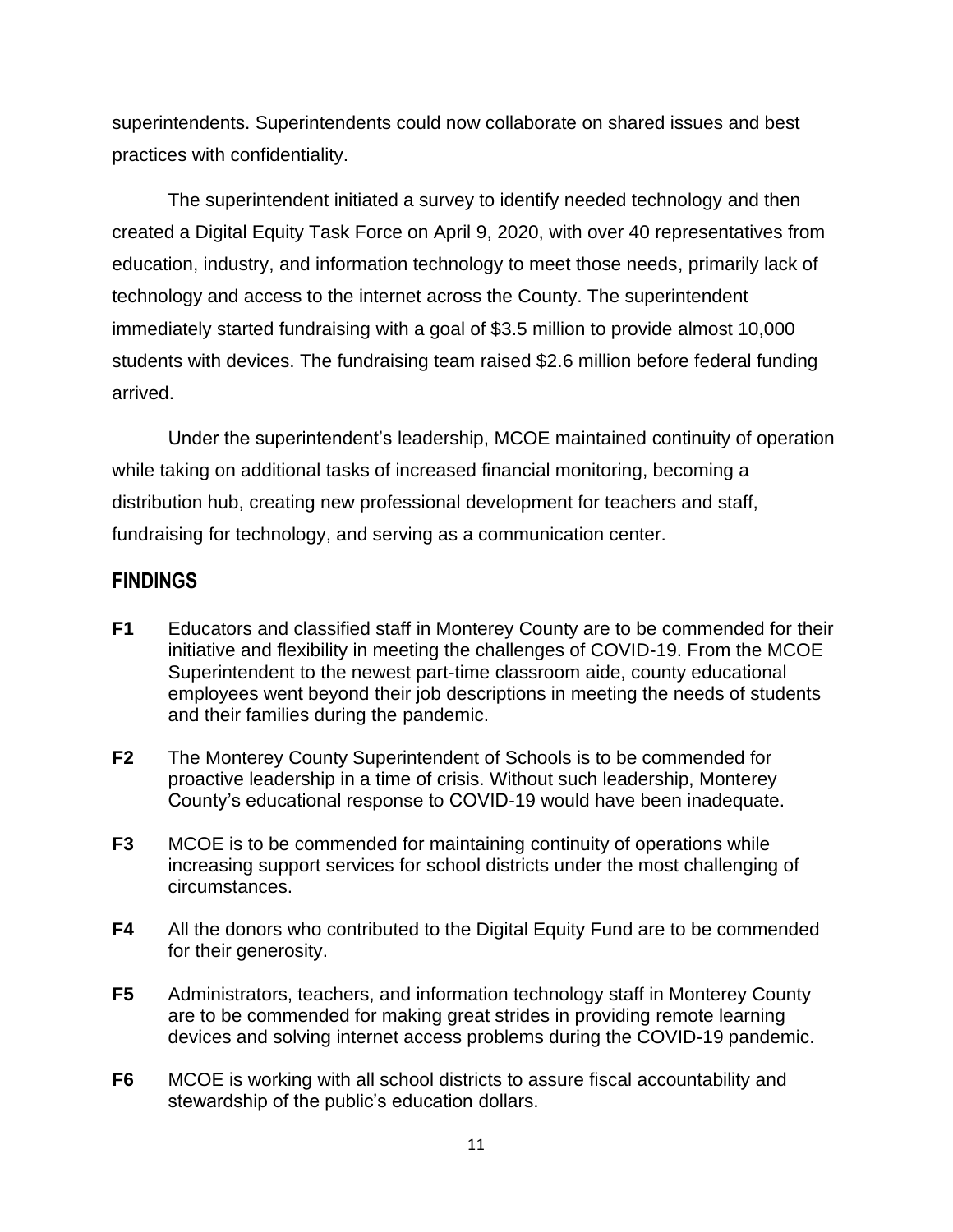superintendents. Superintendents could now collaborate on shared issues and best practices with confidentiality.

The superintendent initiated a survey to identify needed technology and then created a Digital Equity Task Force on April 9, 2020, with over 40 representatives from education, industry, and information technology to meet those needs, primarily lack of technology and access to the internet across the County. The superintendent immediately started fundraising with a goal of $3.5 million to provide almost 10,000 students with devices. The fundraising team raised $2.6 million before federal funding arrived.

Under the superintendent's leadership, MCOE maintained continuity of operation while taking on additional tasks of increased financial monitoring, becoming a distribution hub, creating new professional development for teachers and staff, fundraising for technology, and serving as a communication center.

## FINDINGS

**F1** Educators and classified staff in Monterey County are to be commended for their initiative and flexibility in meeting the challenges of COVID-19. From the MCOE Superintendent to the newest part-time classroom aide, county educational employees went beyond their job descriptions in meeting the needs of students and their families during the pandemic.

**F2** The Monterey County Superintendent of Schools is to be commended for proactive leadership in a time of crisis. Without such leadership, Monterey County's educational response to COVID-19 would have been inadequate.

**F3** MCOE is to be commended for maintaining continuity of operations while increasing support services for school districts under the most challenging of circumstances.

**F4** All the donors who contributed to the Digital Equity Fund are to be commended for their generosity.

**F5** Administrators, teachers, and information technology staff in Monterey County are to be commended for making great strides in providing remote learning devices and solving internet access problems during the COVID-19 pandemic.

**F6** MCOE is working with all school districts to assure fiscal accountability and stewardship of the public's education dollars.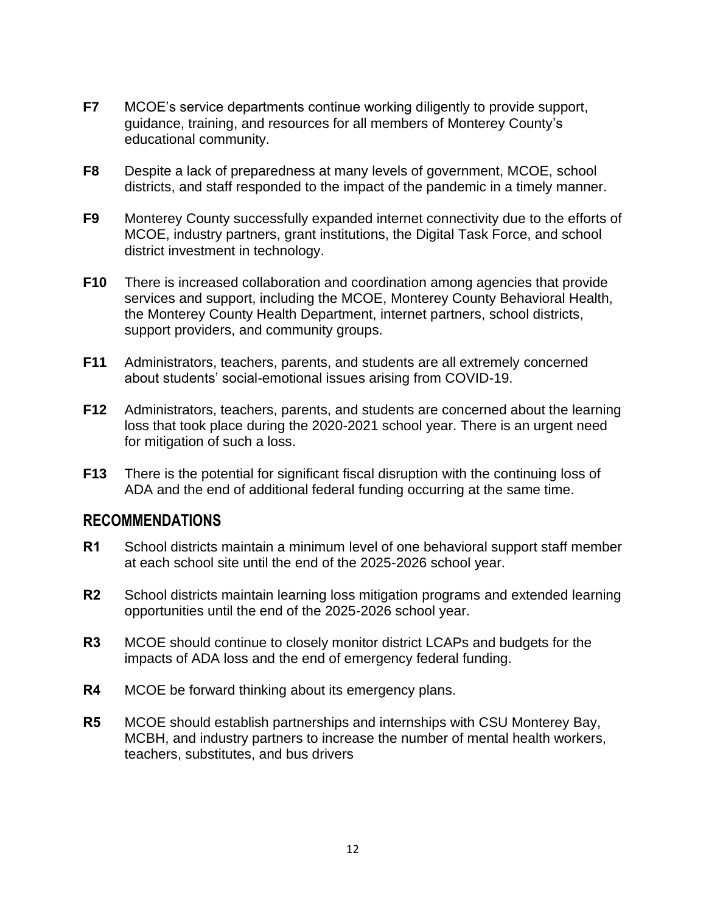**F7** MCOE's service departments continue working diligently to provide support, guidance, training, and resources for all members of Monterey County's educational community.

**F8** Despite a lack of preparedness at many levels of government, MCOE, school districts, and staff responded to the impact of the pandemic in a timely manner.

**F9** Monterey County successfully expanded internet connectivity due to the efforts of MCOE, industry partners, grant institutions, the Digital Task Force, and school district investment in technology.

**F10** There is increased collaboration and coordination among agencies that provide services and support, including the MCOE, Monterey County Behavioral Health, the Monterey County Health Department, internet partners, school districts, support providers, and community groups.

**F11** Administrators, teachers, parents, and students are all extremely concerned about students' social-emotional issues arising from COVID-19.

**F12** Administrators, teachers, parents, and students are concerned about the learning loss that took place during the 2020-2021 school year. There is an urgent need for mitigation of such a loss.

**F13** There is the potential for significant fiscal disruption with the continuing loss of ADA and the end of additional federal funding occurring at the same time.

## RECOMMENDATIONS

**R1** School districts maintain a minimum level of one behavioral support staff member at each school site until the end of the 2025-2026 school year.

**R2** School districts maintain learning loss mitigation programs and extended learning opportunities until the end of the 2025-2026 school year.

**R3** MCOE should continue to closely monitor district LCAPs and budgets for the impacts of ADA loss and the end of emergency federal funding.

**R4** MCOE be forward thinking about its emergency plans.

**R5** MCOE should establish partnerships and internships with CSU Monterey Bay, MCBH, and industry partners to increase the number of mental health workers, teachers, substitutes, and bus drivers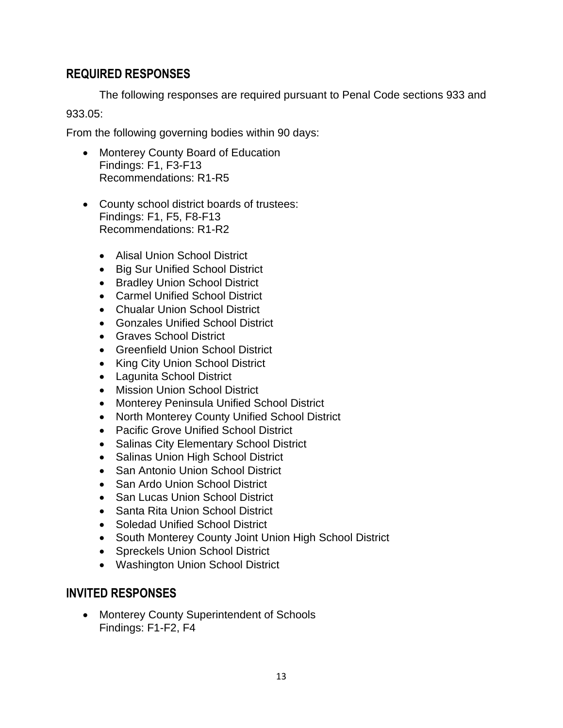## REQUIRED RESPONSES

The following responses are required pursuant to Penal Code sections 933 and 933.05:

From the following governing bodies within 90 days:

- Monterey County Board of Education
  Findings: F1, F3-F13
  Recommendations: R1-R5

- County school district boards of trustees:
  Findings: F1, F5, F8-F13
  Recommendations: R1-R2

  - Alisal Union School District
  - Big Sur Unified School District
  - Bradley Union School District
  - Carmel Unified School District
  - Chualar Union School District
  - Gonzales Unified School District
  - Graves School District
  - Greenfield Union School District
  - King City Union School District
  - Lagunita School District
  - Mission Union School District
  - Monterey Peninsula Unified School District
  - North Monterey County Unified School District
  - Pacific Grove Unified School District
  - Salinas City Elementary School District
  - Salinas Union High School District
  - San Antonio Union School District
  - San Ardo Union School District
  - San Lucas Union School District
  - Santa Rita Union School District
  - Soledad Unified School District
  - South Monterey County Joint Union High School District
  - Spreckels Union School District
  - Washington Union School District

## INVITED RESPONSES

- Monterey County Superintendent of Schools
  Findings: F1-F2, F4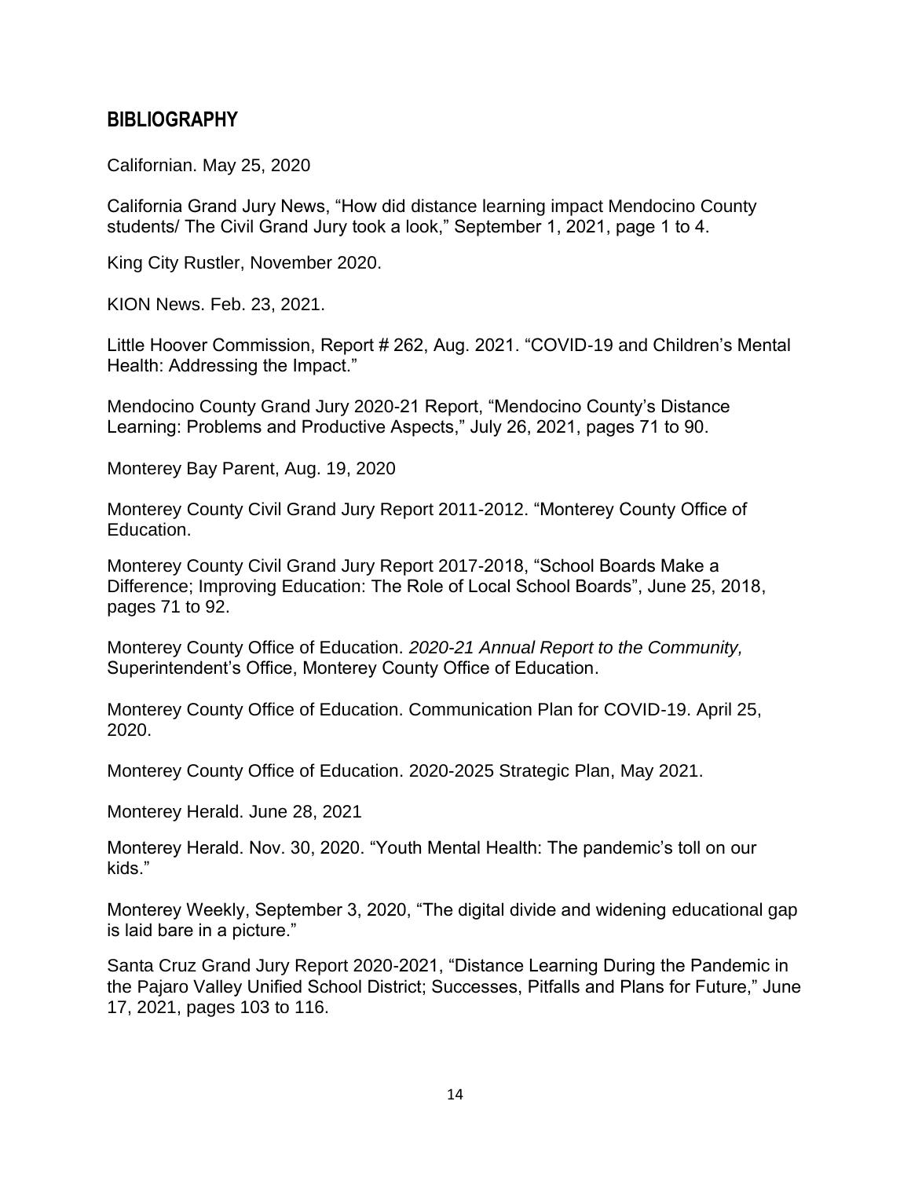## BIBLIOGRAPHY

Californian. May 25, 2020

California Grand Jury News, "How did distance learning impact Mendocino County students/ The Civil Grand Jury took a look," September 1, 2021, page 1 to 4.

King City Rustler, November 2020.

KION News. Feb. 23, 2021.

Little Hoover Commission, Report # 262, Aug. 2021. "COVID-19 and Children's Mental Health: Addressing the Impact."

Mendocino County Grand Jury 2020-21 Report, "Mendocino County's Distance Learning: Problems and Productive Aspects," July 26, 2021, pages 71 to 90.

Monterey Bay Parent, Aug. 19, 2020

Monterey County Civil Grand Jury Report 2011-2012. "Monterey County Office of Education.

Monterey County Civil Grand Jury Report 2017-2018, "School Boards Make a Difference; Improving Education: The Role of Local School Boards", June 25, 2018, pages 71 to 92.

Monterey County Office of Education. *2020-21 Annual Report to the Community,* Superintendent's Office, Monterey County Office of Education.

Monterey County Office of Education. Communication Plan for COVID-19. April 25, 2020.

Monterey County Office of Education. 2020-2025 Strategic Plan, May 2021.

Monterey Herald. June 28, 2021

Monterey Herald. Nov. 30, 2020. "Youth Mental Health: The pandemic's toll on our kids."

Monterey Weekly, September 3, 2020, "The digital divide and widening educational gap is laid bare in a picture."

Santa Cruz Grand Jury Report 2020-2021, "Distance Learning During the Pandemic in the Pajaro Valley Unified School District; Successes, Pitfalls and Plans for Future," June 17, 2021, pages 103 to 116.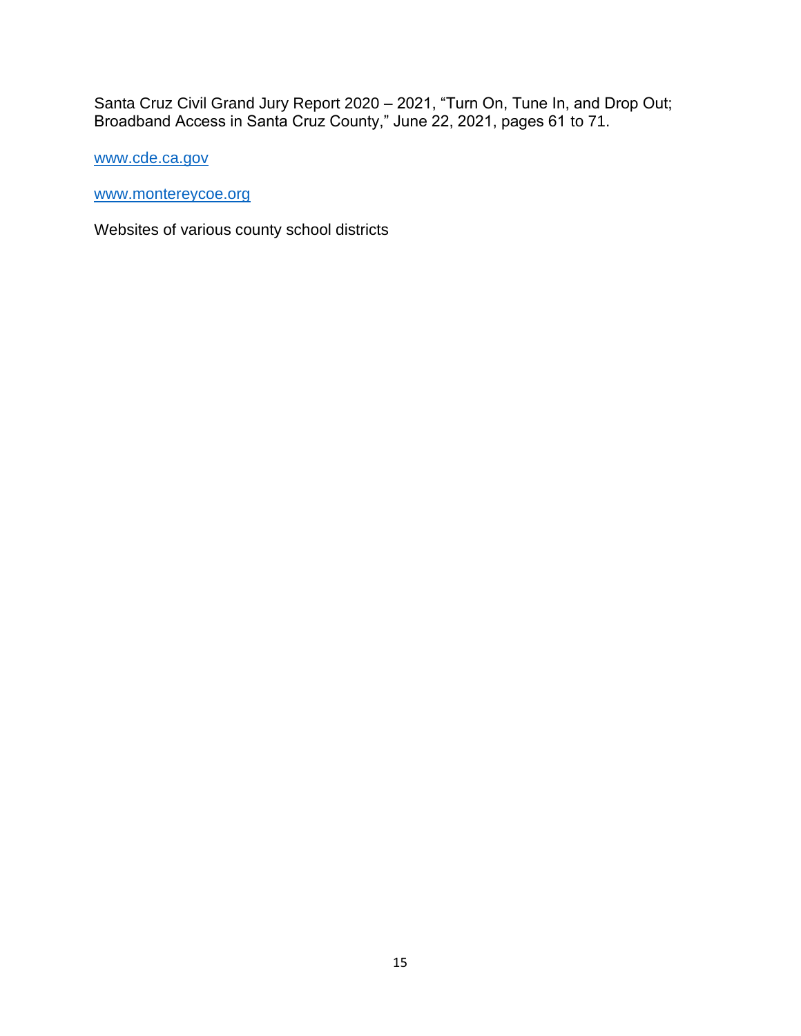Santa Cruz Civil Grand Jury Report 2020 – 2021, "Turn On, Tune In, and Drop Out; Broadband Access in Santa Cruz County," June 22, 2021, pages 61 to 71.

www.cde.ca.gov

www.montereycoe.org

Websites of various county school districts